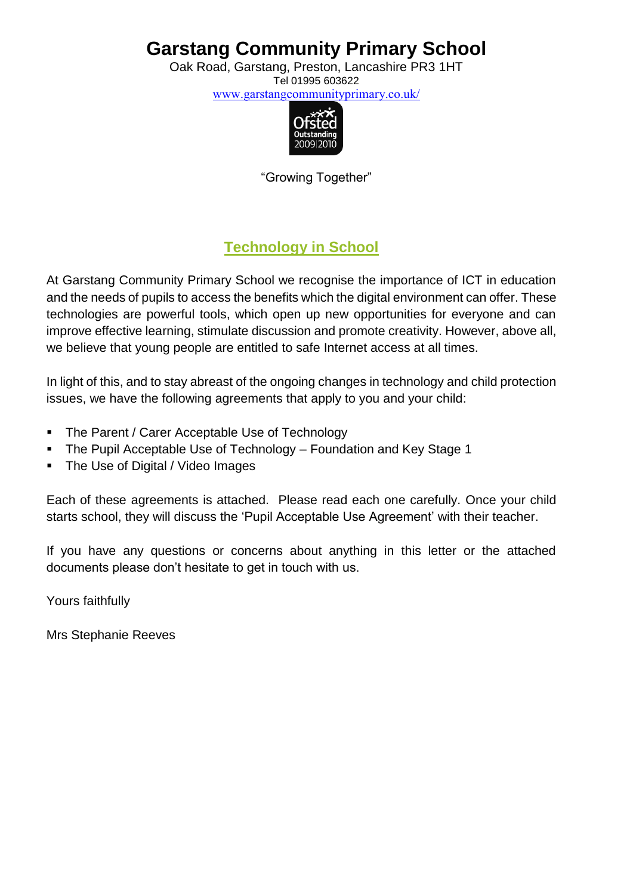# Garstang Community Primary School

Oak Road, Garstang, Preston, Lancashire PR3 1HT
Tel 01995 603622
www.garstangcommunityprimary.co.uk/

Ofsted Outstanding 2009|2010

"Growing Together"

## Technology in School

At Garstang Community Primary School we recognise the importance of ICT in education and the needs of pupils to access the benefits which the digital environment can offer. These technologies are powerful tools, which open up new opportunities for everyone and can improve effective learning, stimulate discussion and promote creativity. However, above all, we believe that young people are entitled to safe Internet access at all times.

In light of this, and to stay abreast of the ongoing changes in technology and child protection issues, we have the following agreements that apply to you and your child:

- The Parent / Carer Acceptable Use of Technology
- The Pupil Acceptable Use of Technology – Foundation and Key Stage 1
- The Use of Digital / Video Images

Each of these agreements is attached. Please read each one carefully. Once your child starts school, they will discuss the 'Pupil Acceptable Use Agreement' with their teacher.

If you have any questions or concerns about anything in this letter or the attached documents please don't hesitate to get in touch with us.

Yours faithfully

Mrs Stephanie Reeves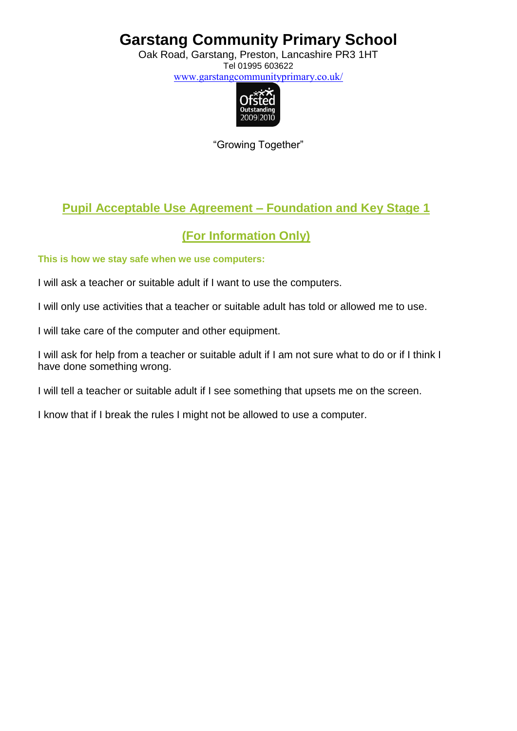# Garstang Community Primary School

Oak Road, Garstang, Preston, Lancashire PR3 1HT
Tel 01995 603622
www.garstangcommunityprimary.co.uk/

"Growing Together"

## Pupil Acceptable Use Agreement – Foundation and Key Stage 1

## (For Information Only)

**This is how we stay safe when we use computers:**

I will ask a teacher or suitable adult if I want to use the computers.

I will only use activities that a teacher or suitable adult has told or allowed me to use.

I will take care of the computer and other equipment.

I will ask for help from a teacher or suitable adult if I am not sure what to do or if I think I have done something wrong.

I will tell a teacher or suitable adult if I see something that upsets me on the screen.

I know that if I break the rules I might not be allowed to use a computer.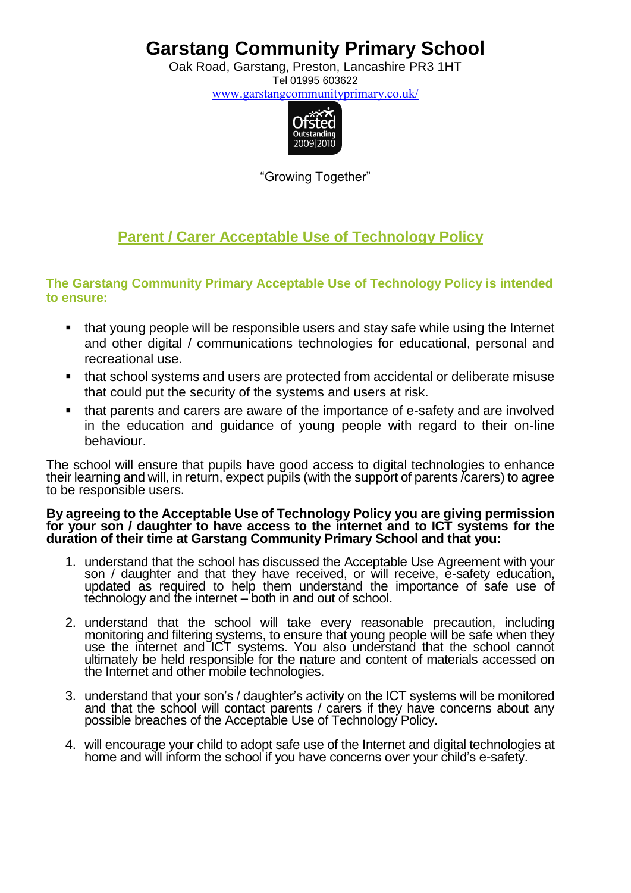# Garstang Community Primary School

Oak Road, Garstang, Preston, Lancashire PR3 1HT
Tel 01995 603622
www.garstangcommunityprimary.co.uk/

"Growing Together"

## Parent / Carer Acceptable Use of Technology Policy

**The Garstang Community Primary Acceptable Use of Technology Policy is intended to ensure:**

- that young people will be responsible users and stay safe while using the Internet and other digital / communications technologies for educational, personal and recreational use.
- that school systems and users are protected from accidental or deliberate misuse that could put the security of the systems and users at risk.
- that parents and carers are aware of the importance of e-safety and are involved in the education and guidance of young people with regard to their on-line behaviour.

The school will ensure that pupils have good access to digital technologies to enhance their learning and will, in return, expect pupils (with the support of parents /carers) to agree to be responsible users.

**By agreeing to the Acceptable Use of Technology Policy you are giving permission for your son / daughter to have access to the internet and to ICT systems for the duration of their time at Garstang Community Primary School and that you:**

1. understand that the school has discussed the Acceptable Use Agreement with your son / daughter and that they have received, or will receive, e-safety education, updated as required to help them understand the importance of safe use of technology and the internet – both in and out of school.
2. understand that the school will take every reasonable precaution, including monitoring and filtering systems, to ensure that young people will be safe when they use the internet and ICT systems. You also understand that the school cannot ultimately be held responsible for the nature and content of materials accessed on the Internet and other mobile technologies.
3. understand that your son's / daughter's activity on the ICT systems will be monitored and that the school will contact parents / carers if they have concerns about any possible breaches of the Acceptable Use of Technology Policy.
4. will encourage your child to adopt safe use of the Internet and digital technologies at home and will inform the school if you have concerns over your child's e-safety.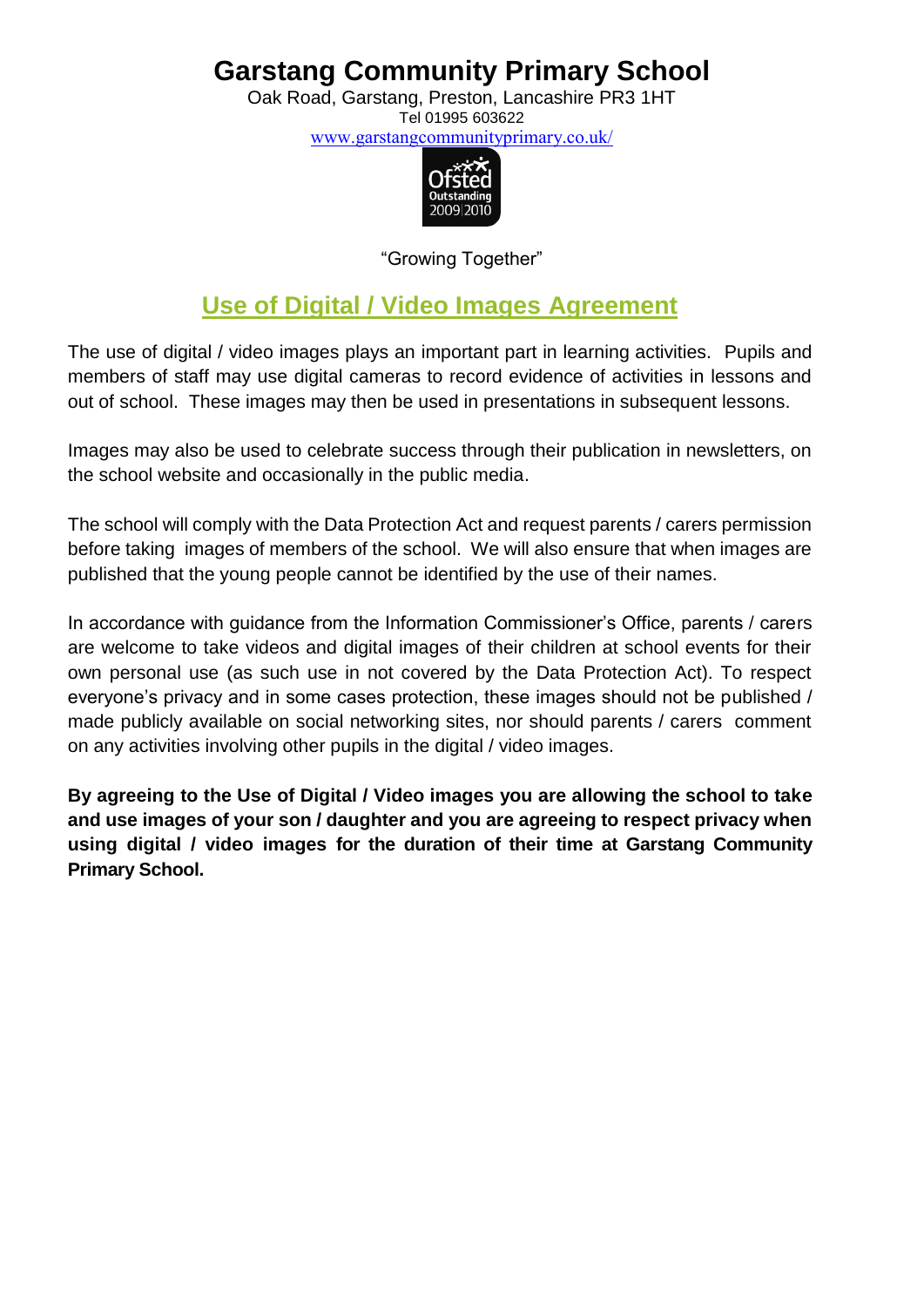# Garstang Community Primary School

Oak Road, Garstang, Preston, Lancashire PR3 1HT
Tel 01995 603622
www.garstangcommunityprimary.co.uk/

Ofsted Outstanding 2009|2010

"Growing Together"

## Use of Digital / Video Images Agreement

The use of digital / video images plays an important part in learning activities. Pupils and members of staff may use digital cameras to record evidence of activities in lessons and out of school. These images may then be used in presentations in subsequent lessons.

Images may also be used to celebrate success through their publication in newsletters, on the school website and occasionally in the public media.

The school will comply with the Data Protection Act and request parents / carers permission before taking images of members of the school. We will also ensure that when images are published that the young people cannot be identified by the use of their names.

In accordance with guidance from the Information Commissioner's Office, parents / carers are welcome to take videos and digital images of their children at school events for their own personal use (as such use in not covered by the Data Protection Act). To respect everyone's privacy and in some cases protection, these images should not be published / made publicly available on social networking sites, nor should parents / carers comment on any activities involving other pupils in the digital / video images.

**By agreeing to the Use of Digital / Video images you are allowing the school to take and use images of your son / daughter and you are agreeing to respect privacy when using digital / video images for the duration of their time at Garstang Community Primary School.**